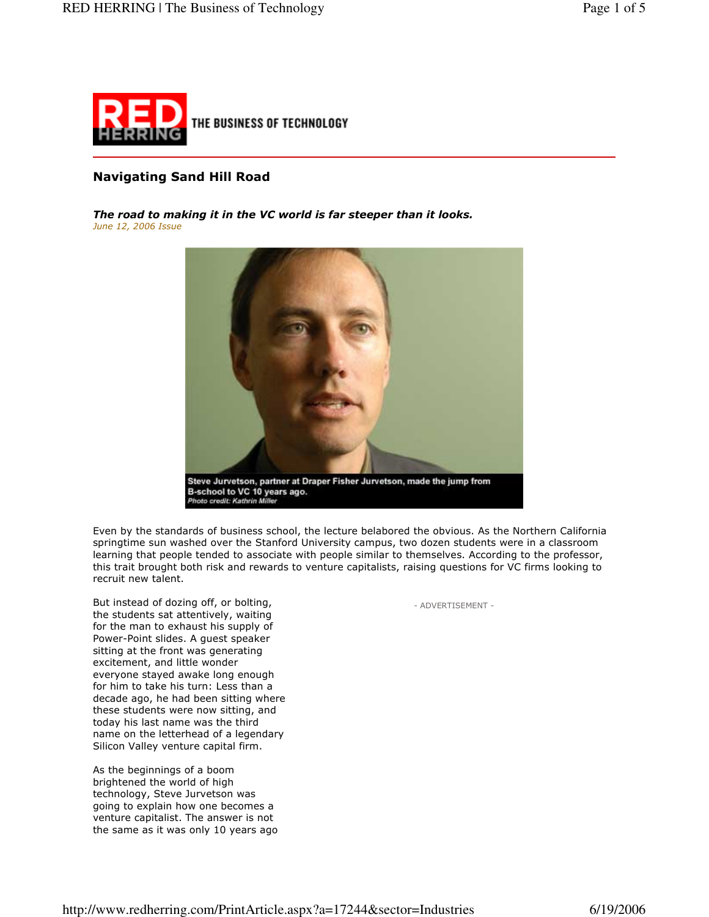## Navigating Sand Hill Road

***The road to making it in the VC world is far steeper than it looks.***
*June 12, 2006 Issue*

Steve Jurvetson, partner at Draper Fisher Jurvetson, made the jump from B-school to VC 10 years ago.
*Photo credit: Kathrin Miller*

Even by the standards of business school, the lecture belabored the obvious. As the Northern California springtime sun washed over the Stanford University campus, two dozen students were in a classroom learning that people tended to associate with people similar to themselves. According to the professor, this trait brought both risk and rewards to venture capitalists, raising questions for VC firms looking to recruit new talent.

But instead of dozing off, or bolting, the students sat attentively, waiting for the man to exhaust his supply of Power-Point slides. A guest speaker sitting at the front was generating excitement, and little wonder everyone stayed awake long enough for him to take his turn: Less than a decade ago, he had been sitting where these students were now sitting, and today his last name was the third name on the letterhead of a legendary Silicon Valley venture capital firm.

As the beginnings of a boom brightened the world of high technology, Steve Jurvetson was going to explain how one becomes a venture capitalist. The answer is not the same as it was only 10 years ago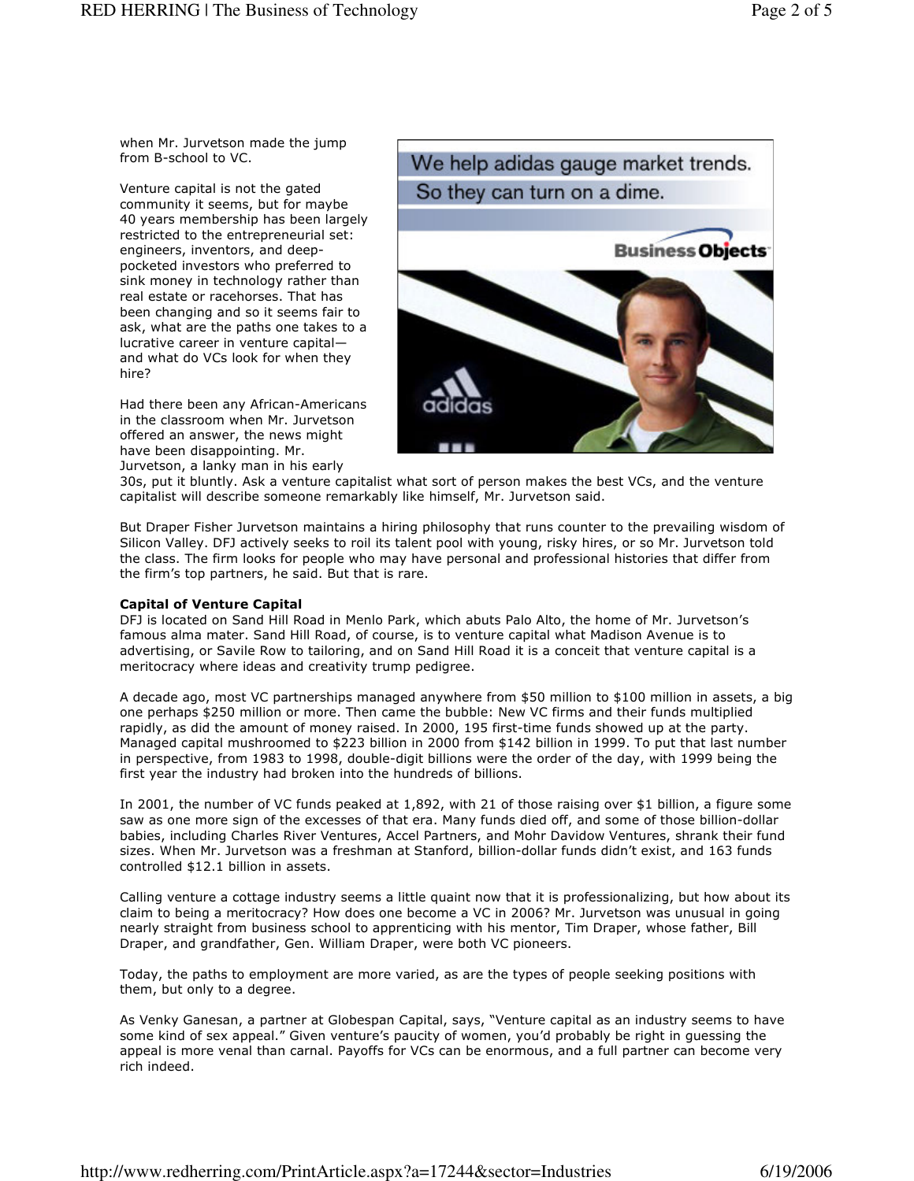when Mr. Jurvetson made the jump from B-school to VC.

Venture capital is not the gated community it seems, but for maybe 40 years membership has been largely restricted to the entrepreneurial set: engineers, inventors, and deep-pocketed investors who preferred to sink money in technology rather than real estate or racehorses. That has been changing and so it seems fair to ask, what are the paths one takes to a lucrative career in venture capital—and what do VCs look for when they hire?

Had there been any African-Americans in the classroom when Mr. Jurvetson offered an answer, the news might have been disappointing. Mr. Jurvetson, a lanky man in his early 30s, put it bluntly. Ask a venture capitalist what sort of person makes the best VCs, and the venture capitalist will describe someone remarkably like himself, Mr. Jurvetson said.

But Draper Fisher Jurvetson maintains a hiring philosophy that runs counter to the prevailing wisdom of Silicon Valley. DFJ actively seeks to roil its talent pool with young, risky hires, or so Mr. Jurvetson told the class. The firm looks for people who may have personal and professional histories that differ from the firm's top partners, he said. But that is rare.

**Capital of Venture Capital**

DFJ is located on Sand Hill Road in Menlo Park, which abuts Palo Alto, the home of Mr. Jurvetson's famous alma mater. Sand Hill Road, of course, is to venture capital what Madison Avenue is to advertising, or Savile Row to tailoring, and on Sand Hill Road it is a conceit that venture capital is a meritocracy where ideas and creativity trump pedigree.

A decade ago, most VC partnerships managed anywhere from $50 million to $100 million in assets, a big one perhaps $250 million or more. Then came the bubble: New VC firms and their funds multiplied rapidly, as did the amount of money raised. In 2000, 195 first-time funds showed up at the party. Managed capital mushroomed to $223 billion in 2000 from $142 billion in 1999. To put that last number in perspective, from 1983 to 1998, double-digit billions were the order of the day, with 1999 being the first year the industry had broken into the hundreds of billions.

In 2001, the number of VC funds peaked at 1,892, with 21 of those raising over $1 billion, a figure some saw as one more sign of the excesses of that era. Many funds died off, and some of those billion-dollar babies, including Charles River Ventures, Accel Partners, and Mohr Davidow Ventures, shrank their fund sizes. When Mr. Jurvetson was a freshman at Stanford, billion-dollar funds didn't exist, and 163 funds controlled $12.1 billion in assets.

Calling venture a cottage industry seems a little quaint now that it is professionalizing, but how about its claim to being a meritocracy? How does one become a VC in 2006? Mr. Jurvetson was unusual in going nearly straight from business school to apprenticing with his mentor, Tim Draper, whose father, Bill Draper, and grandfather, Gen. William Draper, were both VC pioneers.

Today, the paths to employment are more varied, as are the types of people seeking positions with them, but only to a degree.

As Venky Ganesan, a partner at Globespan Capital, says, "Venture capital as an industry seems to have some kind of sex appeal." Given venture's paucity of women, you'd probably be right in guessing the appeal is more venal than carnal. Payoffs for VCs can be enormous, and a full partner can become very rich indeed.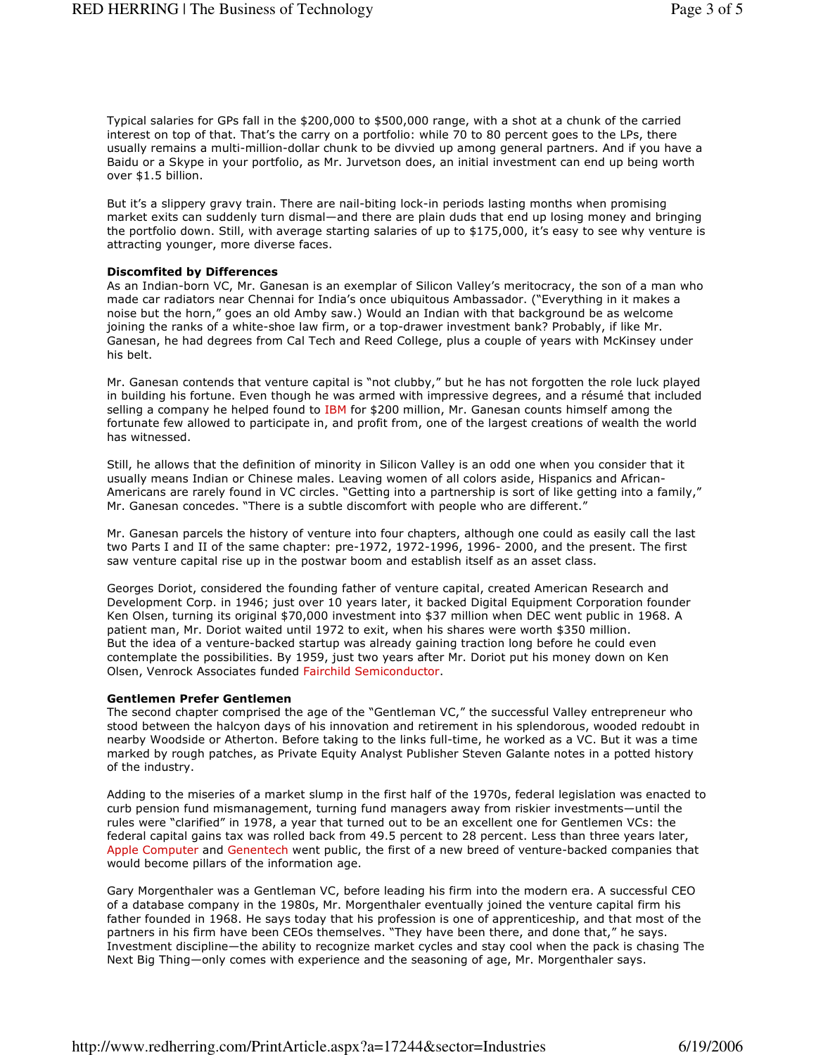Typical salaries for GPs fall in the $200,000 to $500,000 range, with a shot at a chunk of the carried interest on top of that. That's the carry on a portfolio: while 70 to 80 percent goes to the LPs, there usually remains a multi-million-dollar chunk to be divvied up among general partners. And if you have a Baidu or a Skype in your portfolio, as Mr. Jurvetson does, an initial investment can end up being worth over $1.5 billion.

But it's a slippery gravy train. There are nail-biting lock-in periods lasting months when promising market exits can suddenly turn dismal—and there are plain duds that end up losing money and bringing the portfolio down. Still, with average starting salaries of up to $175,000, it's easy to see why venture is attracting younger, more diverse faces.

**Discomfited by Differences**

As an Indian-born VC, Mr. Ganesan is an exemplar of Silicon Valley's meritocracy, the son of a man who made car radiators near Chennai for India's once ubiquitous Ambassador. ("Everything in it makes a noise but the horn," goes an old Amby saw.) Would an Indian with that background be as welcome joining the ranks of a white-shoe law firm, or a top-drawer investment bank? Probably, if like Mr. Ganesan, he had degrees from Cal Tech and Reed College, plus a couple of years with McKinsey under his belt.

Mr. Ganesan contends that venture capital is "not clubby," but he has not forgotten the role luck played in building his fortune. Even though he was armed with impressive degrees, and a résumé that included selling a company he helped found to IBM for $200 million, Mr. Ganesan counts himself among the fortunate few allowed to participate in, and profit from, one of the largest creations of wealth the world has witnessed.

Still, he allows that the definition of minority in Silicon Valley is an odd one when you consider that it usually means Indian or Chinese males. Leaving women of all colors aside, Hispanics and African-Americans are rarely found in VC circles. "Getting into a partnership is sort of like getting into a family," Mr. Ganesan concedes. "There is a subtle discomfort with people who are different."

Mr. Ganesan parcels the history of venture into four chapters, although one could as easily call the last two Parts I and II of the same chapter: pre-1972, 1972-1996, 1996- 2000, and the present. The first saw venture capital rise up in the postwar boom and establish itself as an asset class.

Georges Doriot, considered the founding father of venture capital, created American Research and Development Corp. in 1946; just over 10 years later, it backed Digital Equipment Corporation founder Ken Olsen, turning its original $70,000 investment into $37 million when DEC went public in 1968. A patient man, Mr. Doriot waited until 1972 to exit, when his shares were worth $350 million.
But the idea of a venture-backed startup was already gaining traction long before he could even contemplate the possibilities. By 1959, just two years after Mr. Doriot put his money down on Ken Olsen, Venrock Associates funded Fairchild Semiconductor.

**Gentlemen Prefer Gentlemen**

The second chapter comprised the age of the "Gentleman VC," the successful Valley entrepreneur who stood between the halcyon days of his innovation and retirement in his splendorous, wooded redoubt in nearby Woodside or Atherton. Before taking to the links full-time, he worked as a VC. But it was a time marked by rough patches, as Private Equity Analyst Publisher Steven Galante notes in a potted history of the industry.

Adding to the miseries of a market slump in the first half of the 1970s, federal legislation was enacted to curb pension fund mismanagement, turning fund managers away from riskier investments—until the rules were "clarified" in 1978, a year that turned out to be an excellent one for Gentlemen VCs: the federal capital gains tax was rolled back from 49.5 percent to 28 percent. Less than three years later, Apple Computer and Genentech went public, the first of a new breed of venture-backed companies that would become pillars of the information age.

Gary Morgenthaler was a Gentleman VC, before leading his firm into the modern era. A successful CEO of a database company in the 1980s, Mr. Morgenthaler eventually joined the venture capital firm his father founded in 1968. He says today that his profession is one of apprenticeship, and that most of the partners in his firm have been CEOs themselves. "They have been there, and done that," he says. Investment discipline—the ability to recognize market cycles and stay cool when the pack is chasing The Next Big Thing—only comes with experience and the seasoning of age, Mr. Morgenthaler says.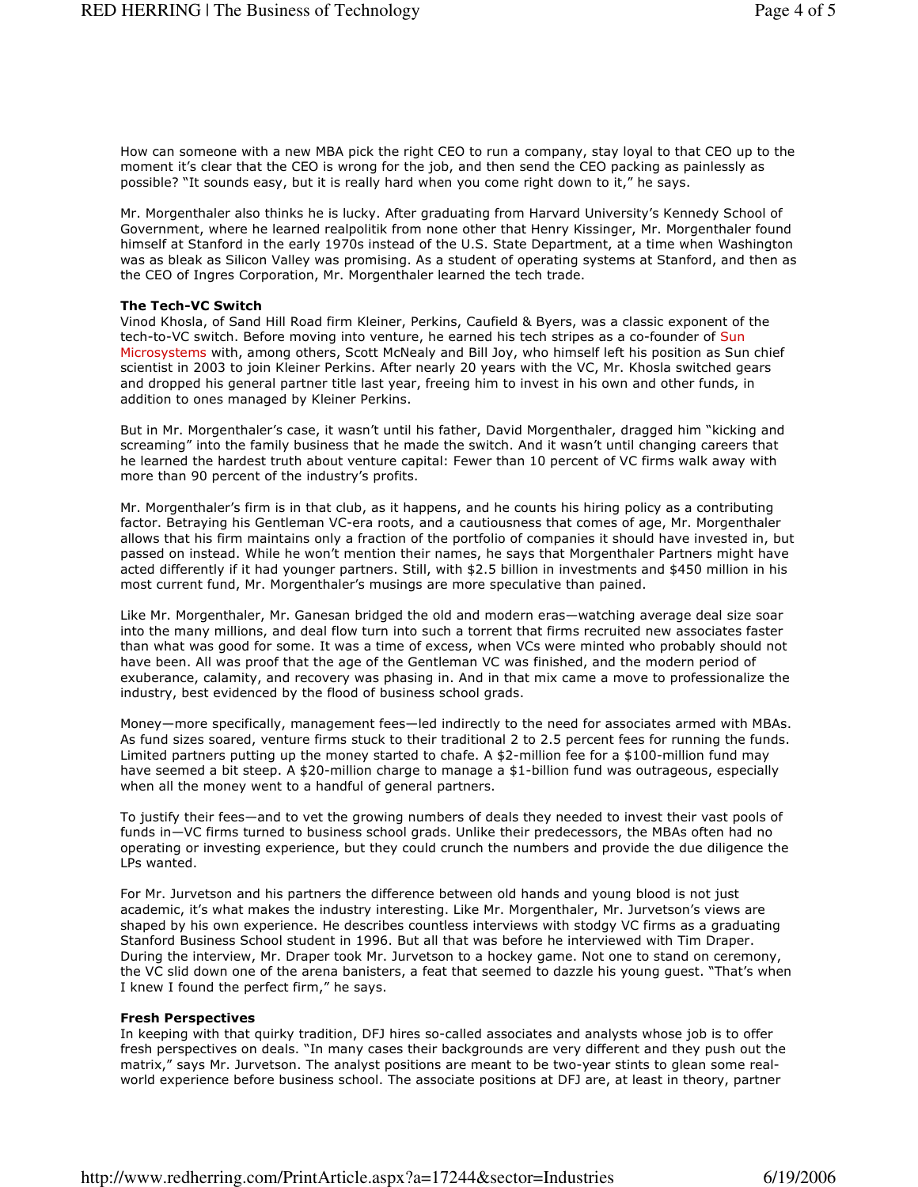How can someone with a new MBA pick the right CEO to run a company, stay loyal to that CEO up to the moment it's clear that the CEO is wrong for the job, and then send the CEO packing as painlessly as possible? "It sounds easy, but it is really hard when you come right down to it," he says.

Mr. Morgenthaler also thinks he is lucky. After graduating from Harvard University's Kennedy School of Government, where he learned realpolitik from none other that Henry Kissinger, Mr. Morgenthaler found himself at Stanford in the early 1970s instead of the U.S. State Department, at a time when Washington was as bleak as Silicon Valley was promising. As a student of operating systems at Stanford, and then as the CEO of Ingres Corporation, Mr. Morgenthaler learned the tech trade.

**The Tech-VC Switch**

Vinod Khosla, of Sand Hill Road firm Kleiner, Perkins, Caufield & Byers, was a classic exponent of the tech-to-VC switch. Before moving into venture, he earned his tech stripes as a co-founder of Sun Microsystems with, among others, Scott McNealy and Bill Joy, who himself left his position as Sun chief scientist in 2003 to join Kleiner Perkins. After nearly 20 years with the VC, Mr. Khosla switched gears and dropped his general partner title last year, freeing him to invest in his own and other funds, in addition to ones managed by Kleiner Perkins.

But in Mr. Morgenthaler's case, it wasn't until his father, David Morgenthaler, dragged him "kicking and screaming" into the family business that he made the switch. And it wasn't until changing careers that he learned the hardest truth about venture capital: Fewer than 10 percent of VC firms walk away with more than 90 percent of the industry's profits.

Mr. Morgenthaler's firm is in that club, as it happens, and he counts his hiring policy as a contributing factor. Betraying his Gentleman VC-era roots, and a cautiousness that comes of age, Mr. Morgenthaler allows that his firm maintains only a fraction of the portfolio of companies it should have invested in, but passed on instead. While he won't mention their names, he says that Morgenthaler Partners might have acted differently if it had younger partners. Still, with $2.5 billion in investments and $450 million in his most current fund, Mr. Morgenthaler's musings are more speculative than pained.

Like Mr. Morgenthaler, Mr. Ganesan bridged the old and modern eras—watching average deal size soar into the many millions, and deal flow turn into such a torrent that firms recruited new associates faster than what was good for some. It was a time of excess, when VCs were minted who probably should not have been. All was proof that the age of the Gentleman VC was finished, and the modern period of exuberance, calamity, and recovery was phasing in. And in that mix came a move to professionalize the industry, best evidenced by the flood of business school grads.

Money—more specifically, management fees—led indirectly to the need for associates armed with MBAs. As fund sizes soared, venture firms stuck to their traditional 2 to 2.5 percent fees for running the funds. Limited partners putting up the money started to chafe. A $2-million fee for a $100-million fund may have seemed a bit steep. A $20-million charge to manage a $1-billion fund was outrageous, especially when all the money went to a handful of general partners.

To justify their fees—and to vet the growing numbers of deals they needed to invest their vast pools of funds in—VC firms turned to business school grads. Unlike their predecessors, the MBAs often had no operating or investing experience, but they could crunch the numbers and provide the due diligence the LPs wanted.

For Mr. Jurvetson and his partners the difference between old hands and young blood is not just academic, it's what makes the industry interesting. Like Mr. Morgenthaler, Mr. Jurvetson's views are shaped by his own experience. He describes countless interviews with stodgy VC firms as a graduating Stanford Business School student in 1996. But all that was before he interviewed with Tim Draper. During the interview, Mr. Draper took Mr. Jurvetson to a hockey game. Not one to stand on ceremony, the VC slid down one of the arena banisters, a feat that seemed to dazzle his young guest. "That's when I knew I found the perfect firm," he says.

**Fresh Perspectives**

In keeping with that quirky tradition, DFJ hires so-called associates and analysts whose job is to offer fresh perspectives on deals. "In many cases their backgrounds are very different and they push out the matrix," says Mr. Jurvetson. The analyst positions are meant to be two-year stints to glean some real-world experience before business school. The associate positions at DFJ are, at least in theory, partner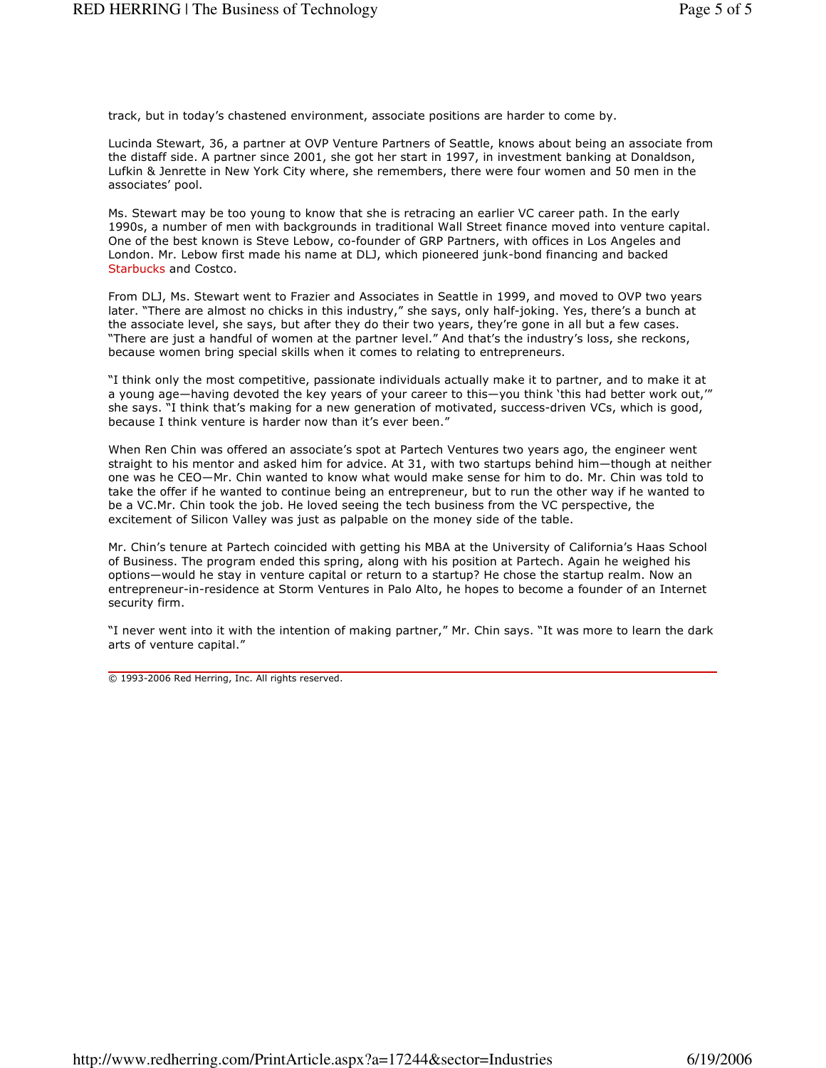track, but in today's chastened environment, associate positions are harder to come by.

Lucinda Stewart, 36, a partner at OVP Venture Partners of Seattle, knows about being an associate from the distaff side. A partner since 2001, she got her start in 1997, in investment banking at Donaldson, Lufkin & Jenrette in New York City where, she remembers, there were four women and 50 men in the associates' pool.

Ms. Stewart may be too young to know that she is retracing an earlier VC career path. In the early 1990s, a number of men with backgrounds in traditional Wall Street finance moved into venture capital. One of the best known is Steve Lebow, co-founder of GRP Partners, with offices in Los Angeles and London. Mr. Lebow first made his name at DLJ, which pioneered junk-bond financing and backed Starbucks and Costco.

From DLJ, Ms. Stewart went to Frazier and Associates in Seattle in 1999, and moved to OVP two years later. "There are almost no chicks in this industry," she says, only half-joking. Yes, there's a bunch at the associate level, she says, but after they do their two years, they're gone in all but a few cases. "There are just a handful of women at the partner level." And that's the industry's loss, she reckons, because women bring special skills when it comes to relating to entrepreneurs.

"I think only the most competitive, passionate individuals actually make it to partner, and to make it at a young age—having devoted the key years of your career to this—you think 'this had better work out,'" she says. "I think that's making for a new generation of motivated, success-driven VCs, which is good, because I think venture is harder now than it's ever been."

When Ren Chin was offered an associate's spot at Partech Ventures two years ago, the engineer went straight to his mentor and asked him for advice. At 31, with two startups behind him—though at neither one was he CEO—Mr. Chin wanted to know what would make sense for him to do. Mr. Chin was told to take the offer if he wanted to continue being an entrepreneur, but to run the other way if he wanted to be a VC.Mr. Chin took the job. He loved seeing the tech business from the VC perspective, the excitement of Silicon Valley was just as palpable on the money side of the table.

Mr. Chin's tenure at Partech coincided with getting his MBA at the University of California's Haas School of Business. The program ended this spring, along with his position at Partech. Again he weighed his options—would he stay in venture capital or return to a startup? He chose the startup realm. Now an entrepreneur-in-residence at Storm Ventures in Palo Alto, he hopes to become a founder of an Internet security firm.

"I never went into it with the intention of making partner," Mr. Chin says. "It was more to learn the dark arts of venture capital."

© 1993-2006 Red Herring, Inc. All rights reserved.